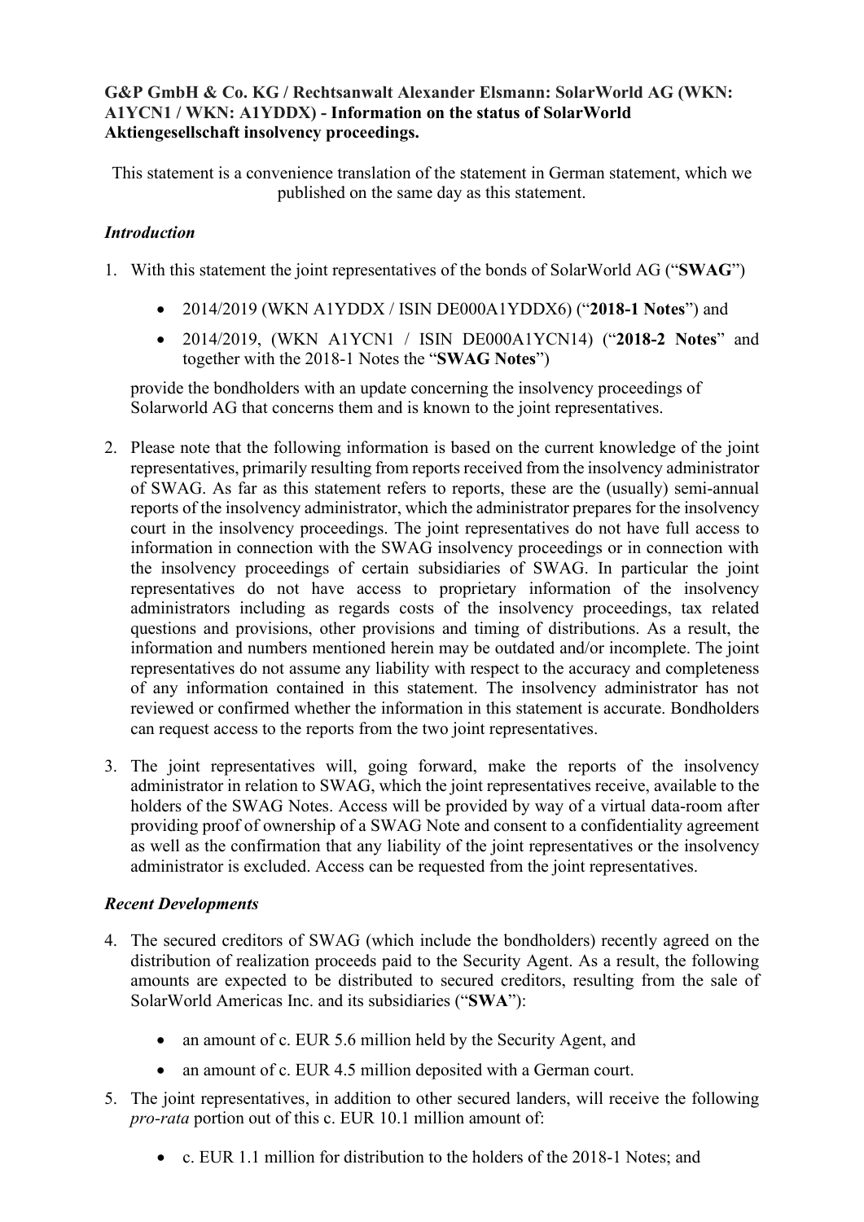**G&P GmbH & Co. KG / Rechtsanwalt Alexander Elsmann: SolarWorld AG (WKN: A1YCN1 / WKN: A1YDDX) - Information on the status of SolarWorld Aktiengesellschaft insolvency proceedings.**

This statement is a convenience translation of the statement in German statement, which we published on the same day as this statement.

***Introduction***

1. With this statement the joint representatives of the bonds of SolarWorld AG ("**SWAG**")

   - 2014/2019 (WKN A1YDDX / ISIN DE000A1YDDX6) ("**2018-1 Notes**") and
   - 2014/2019, (WKN A1YCN1 / ISIN DE000A1YCN14) ("**2018-2 Notes**" and together with the 2018-1 Notes the "**SWAG Notes**")

   provide the bondholders with an update concerning the insolvency proceedings of Solarworld AG that concerns them and is known to the joint representatives.

2. Please note that the following information is based on the current knowledge of the joint representatives, primarily resulting from reports received from the insolvency administrator of SWAG. As far as this statement refers to reports, these are the (usually) semi-annual reports of the insolvency administrator, which the administrator prepares for the insolvency court in the insolvency proceedings. The joint representatives do not have full access to information in connection with the SWAG insolvency proceedings or in connection with the insolvency proceedings of certain subsidiaries of SWAG. In particular the joint representatives do not have access to proprietary information of the insolvency administrators including as regards costs of the insolvency proceedings, tax related questions and provisions, other provisions and timing of distributions. As a result, the information and numbers mentioned herein may be outdated and/or incomplete. The joint representatives do not assume any liability with respect to the accuracy and completeness of any information contained in this statement. The insolvency administrator has not reviewed or confirmed whether the information in this statement is accurate. Bondholders can request access to the reports from the two joint representatives.

3. The joint representatives will, going forward, make the reports of the insolvency administrator in relation to SWAG, which the joint representatives receive, available to the holders of the SWAG Notes. Access will be provided by way of a virtual data-room after providing proof of ownership of a SWAG Note and consent to a confidentiality agreement as well as the confirmation that any liability of the joint representatives or the insolvency administrator is excluded. Access can be requested from the joint representatives.

***Recent Developments***

4. The secured creditors of SWAG (which include the bondholders) recently agreed on the distribution of realization proceeds paid to the Security Agent. As a result, the following amounts are expected to be distributed to secured creditors, resulting from the sale of SolarWorld Americas Inc. and its subsidiaries ("**SWA**"):

   - an amount of c. EUR 5.6 million held by the Security Agent, and
   - an amount of c. EUR 4.5 million deposited with a German court.

5. The joint representatives, in addition to other secured landers, will receive the following *pro-rata* portion out of this c. EUR 10.1 million amount of:

   - c. EUR 1.1 million for distribution to the holders of the 2018-1 Notes; and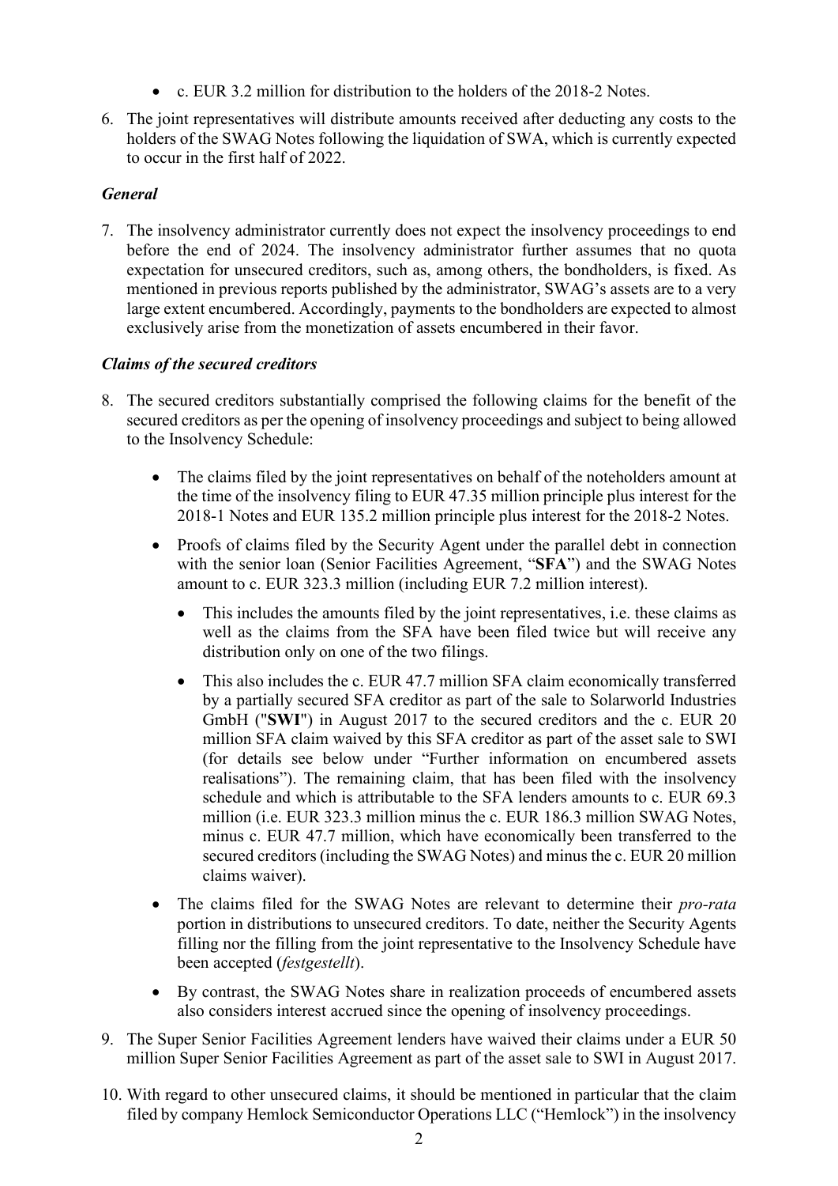- c. EUR 3.2 million for distribution to the holders of the 2018-2 Notes.

6. The joint representatives will distribute amounts received after deducting any costs to the holders of the SWAG Notes following the liquidation of SWA, which is currently expected to occur in the first half of 2022.

***General***

7. The insolvency administrator currently does not expect the insolvency proceedings to end before the end of 2024. The insolvency administrator further assumes that no quota expectation for unsecured creditors, such as, among others, the bondholders, is fixed. As mentioned in previous reports published by the administrator, SWAG's assets are to a very large extent encumbered. Accordingly, payments to the bondholders are expected to almost exclusively arise from the monetization of assets encumbered in their favor.

***Claims of the secured creditors***

8. The secured creditors substantially comprised the following claims for the benefit of the secured creditors as per the opening of insolvency proceedings and subject to being allowed to the Insolvency Schedule:

    - The claims filed by the joint representatives on behalf of the noteholders amount at the time of the insolvency filing to EUR 47.35 million principle plus interest for the 2018-1 Notes and EUR 135.2 million principle plus interest for the 2018-2 Notes.
    - Proofs of claims filed by the Security Agent under the parallel debt in connection with the senior loan (Senior Facilities Agreement, "**SFA**") and the SWAG Notes amount to c. EUR 323.3 million (including EUR 7.2 million interest).
        - This includes the amounts filed by the joint representatives, i.e. these claims as well as the claims from the SFA have been filed twice but will receive any distribution only on one of the two filings.
        - This also includes the c. EUR 47.7 million SFA claim economically transferred by a partially secured SFA creditor as part of the sale to Solarworld Industries GmbH ("**SWI**") in August 2017 to the secured creditors and the c. EUR 20 million SFA claim waived by this SFA creditor as part of the asset sale to SWI (for details see below under "Further information on encumbered assets realisations"). The remaining claim, that has been filed with the insolvency schedule and which is attributable to the SFA lenders amounts to c. EUR 69.3 million (i.e. EUR 323.3 million minus the c. EUR 186.3 million SWAG Notes, minus c. EUR 47.7 million, which have economically been transferred to the secured creditors (including the SWAG Notes) and minus the c. EUR 20 million claims waiver).
    - The claims filed for the SWAG Notes are relevant to determine their *pro-rata* portion in distributions to unsecured creditors. To date, neither the Security Agents filling nor the filling from the joint representative to the Insolvency Schedule have been accepted (*festgestellt*).
    - By contrast, the SWAG Notes share in realization proceeds of encumbered assets also considers interest accrued since the opening of insolvency proceedings.

9. The Super Senior Facilities Agreement lenders have waived their claims under a EUR 50 million Super Senior Facilities Agreement as part of the asset sale to SWI in August 2017.

10. With regard to other unsecured claims, it should be mentioned in particular that the claim filed by company Hemlock Semiconductor Operations LLC ("Hemlock") in the insolvency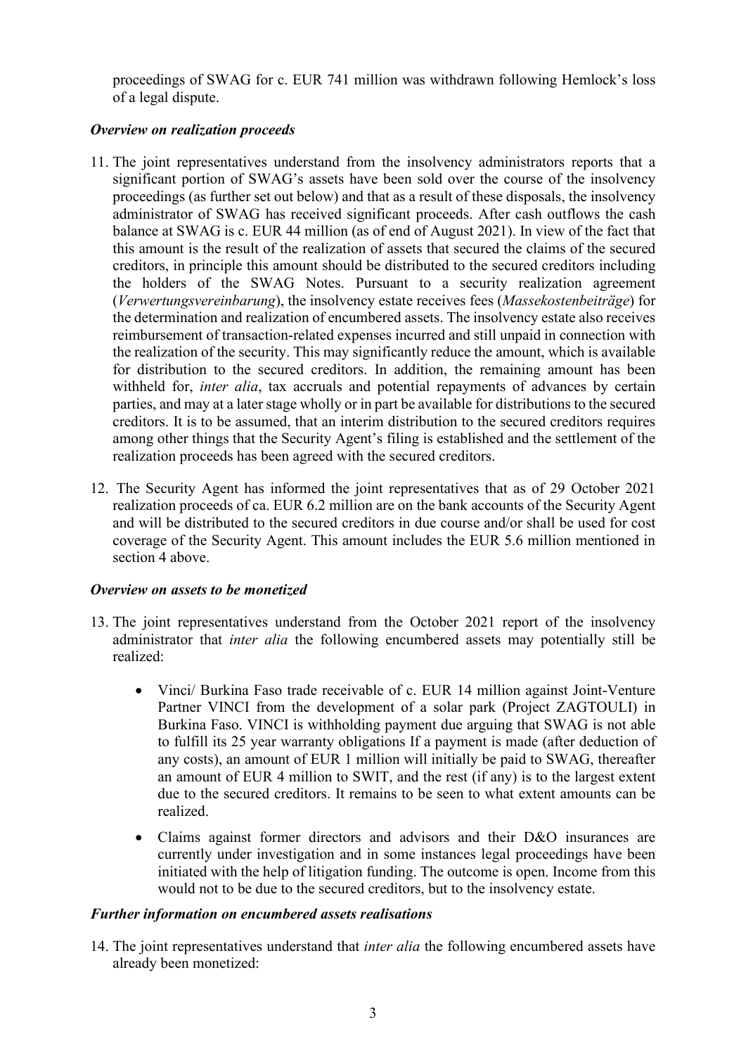proceedings of SWAG for c. EUR 741 million was withdrawn following Hemlock's loss of a legal dispute.

***Overview on realization proceeds***

11. The joint representatives understand from the insolvency administrators reports that a significant portion of SWAG's assets have been sold over the course of the insolvency proceedings (as further set out below) and that as a result of these disposals, the insolvency administrator of SWAG has received significant proceeds. After cash outflows the cash balance at SWAG is c. EUR 44 million (as of end of August 2021). In view of the fact that this amount is the result of the realization of assets that secured the claims of the secured creditors, in principle this amount should be distributed to the secured creditors including the holders of the SWAG Notes. Pursuant to a security realization agreement (*Verwertungsvereinbarung*), the insolvency estate receives fees (*Massekostenbeiträge*) for the determination and realization of encumbered assets. The insolvency estate also receives reimbursement of transaction-related expenses incurred and still unpaid in connection with the realization of the security. This may significantly reduce the amount, which is available for distribution to the secured creditors. In addition, the remaining amount has been withheld for, *inter alia*, tax accruals and potential repayments of advances by certain parties, and may at a later stage wholly or in part be available for distributions to the secured creditors. It is to be assumed, that an interim distribution to the secured creditors requires among other things that the Security Agent's filing is established and the settlement of the realization proceeds has been agreed with the secured creditors.

12. The Security Agent has informed the joint representatives that as of 29 October 2021 realization proceeds of ca. EUR 6.2 million are on the bank accounts of the Security Agent and will be distributed to the secured creditors in due course and/or shall be used for cost coverage of the Security Agent. This amount includes the EUR 5.6 million mentioned in section 4 above.

***Overview on assets to be monetized***

13. The joint representatives understand from the October 2021 report of the insolvency administrator that *inter alia* the following encumbered assets may potentially still be realized:

    - Vinci/ Burkina Faso trade receivable of c. EUR 14 million against Joint-Venture Partner VINCI from the development of a solar park (Project ZAGTOULI) in Burkina Faso. VINCI is withholding payment due arguing that SWAG is not able to fulfill its 25 year warranty obligations If a payment is made (after deduction of any costs), an amount of EUR 1 million will initially be paid to SWAG, thereafter an amount of EUR 4 million to SWIT, and the rest (if any) is to the largest extent due to the secured creditors. It remains to be seen to what extent amounts can be realized.

    - Claims against former directors and advisors and their D&O insurances are currently under investigation and in some instances legal proceedings have been initiated with the help of litigation funding. The outcome is open. Income from this would not to be due to the secured creditors, but to the insolvency estate.

***Further information on encumbered assets realisations***

14. The joint representatives understand that *inter alia* the following encumbered assets have already been monetized: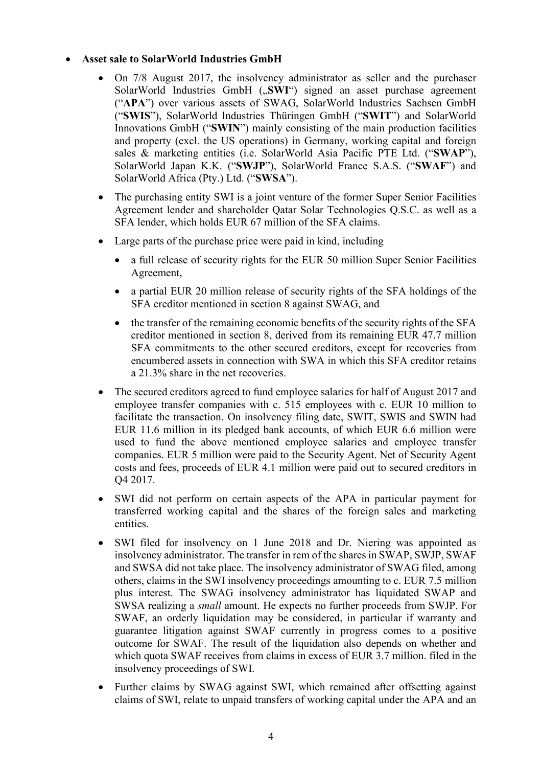- **Asset sale to SolarWorld Industries GmbH**
  - On 7/8 August 2017, the insolvency administrator as seller and the purchaser SolarWorld Industries GmbH („**SWI**") signed an asset purchase agreement ("**APA**") over various assets of SWAG, SolarWorld lndustries Sachsen GmbH ("**SWIS**"), SolarWorld lndustries Thüringen GmbH ("**SWIT**") and SolarWorld Innovations GmbH ("**SWIN**") mainly consisting of the main production facilities and property (excl. the US operations) in Germany, working capital and foreign sales & marketing entities (i.e. SolarWorld Asia Pacific PTE Ltd. ("**SWAP**"), SolarWorld Japan K.K. ("**SWJP**"), SolarWorld France S.A.S. ("**SWAF**") and SolarWorld Africa (Pty.) Ltd. ("**SWSA**").
  - The purchasing entity SWI is a joint venture of the former Super Senior Facilities Agreement lender and shareholder Qatar Solar Technologies Q.S.C. as well as a SFA lender, which holds EUR 67 million of the SFA claims.
  - Large parts of the purchase price were paid in kind, including
    - a full release of security rights for the EUR 50 million Super Senior Facilities Agreement,
    - a partial EUR 20 million release of security rights of the SFA holdings of the SFA creditor mentioned in section 8 against SWAG, and
    - the transfer of the remaining economic benefits of the security rights of the SFA creditor mentioned in section 8, derived from its remaining EUR 47.7 million SFA commitments to the other secured creditors, except for recoveries from encumbered assets in connection with SWA in which this SFA creditor retains a 21.3% share in the net recoveries.
  - The secured creditors agreed to fund employee salaries for half of August 2017 and employee transfer companies with c. 515 employees with c. EUR 10 million to facilitate the transaction. On insolvency filing date, SWIT, SWIS and SWIN had EUR 11.6 million in its pledged bank accounts, of which EUR 6.6 million were used to fund the above mentioned employee salaries and employee transfer companies. EUR 5 million were paid to the Security Agent. Net of Security Agent costs and fees, proceeds of EUR 4.1 million were paid out to secured creditors in Q4 2017.
  - SWI did not perform on certain aspects of the APA in particular payment for transferred working capital and the shares of the foreign sales and marketing entities.
  - SWI filed for insolvency on 1 June 2018 and Dr. Niering was appointed as insolvency administrator. The transfer in rem of the shares in SWAP, SWJP, SWAF and SWSA did not take place. The insolvency administrator of SWAG filed, among others, claims in the SWI insolvency proceedings amounting to c. EUR 7.5 million plus interest. The SWAG insolvency administrator has liquidated SWAP and SWSA realizing a *small* amount. He expects no further proceeds from SWJP. For SWAF, an orderly liquidation may be considered, in particular if warranty and guarantee litigation against SWAF currently in progress comes to a positive outcome for SWAF. The result of the liquidation also depends on whether and which quota SWAF receives from claims in excess of EUR 3.7 million. filed in the insolvency proceedings of SWI.
  - Further claims by SWAG against SWI, which remained after offsetting against claims of SWI, relate to unpaid transfers of working capital under the APA and an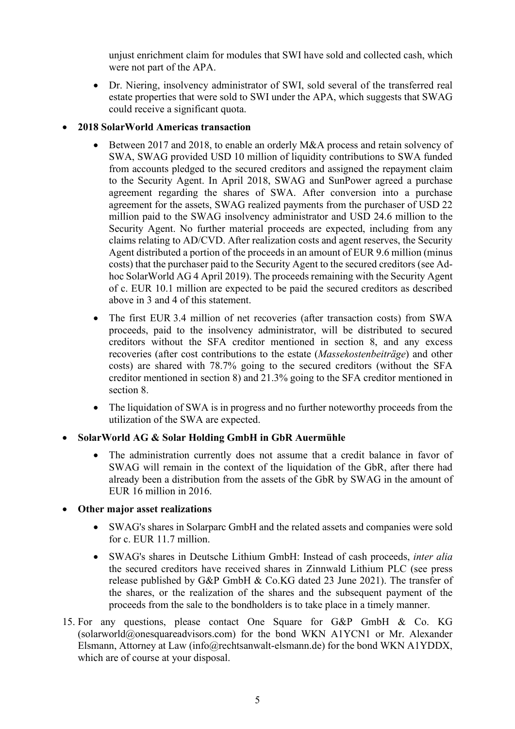unjust enrichment claim for modules that SWI have sold and collected cash, which were not part of the APA.

  - Dr. Niering, insolvency administrator of SWI, sold several of the transferred real estate properties that were sold to SWI under the APA, which suggests that SWAG could receive a significant quota.

- **2018 SolarWorld Americas transaction**

  - Between 2017 and 2018, to enable an orderly M&A process and retain solvency of SWA, SWAG provided USD 10 million of liquidity contributions to SWA funded from accounts pledged to the secured creditors and assigned the repayment claim to the Security Agent. In April 2018, SWAG and SunPower agreed a purchase agreement regarding the shares of SWA. After conversion into a purchase agreement for the assets, SWAG realized payments from the purchaser of USD 22 million paid to the SWAG insolvency administrator and USD 24.6 million to the Security Agent. No further material proceeds are expected, including from any claims relating to AD/CVD. After realization costs and agent reserves, the Security Agent distributed a portion of the proceeds in an amount of EUR 9.6 million (minus costs) that the purchaser paid to the Security Agent to the secured creditors (see Ad-hoc SolarWorld AG 4 April 2019). The proceeds remaining with the Security Agent of c. EUR 10.1 million are expected to be paid the secured creditors as described above in 3 and 4 of this statement.
  - The first EUR 3.4 million of net recoveries (after transaction costs) from SWA proceeds, paid to the insolvency administrator, will be distributed to secured creditors without the SFA creditor mentioned in section 8, and any excess recoveries (after cost contributions to the estate (*Massekostenbeiträge*) and other costs) are shared with 78.7% going to the secured creditors (without the SFA creditor mentioned in section 8) and 21.3% going to the SFA creditor mentioned in section 8.
  - The liquidation of SWA is in progress and no further noteworthy proceeds from the utilization of the SWA are expected.

- **SolarWorld AG & Solar Holding GmbH in GbR Auermühle**

  - The administration currently does not assume that a credit balance in favor of SWAG will remain in the context of the liquidation of the GbR, after there had already been a distribution from the assets of the GbR by SWAG in the amount of EUR 16 million in 2016.

- **Other major asset realizations**

  - SWAG's shares in Solarparc GmbH and the related assets and companies were sold for c. EUR 11.7 million.
  - SWAG's shares in Deutsche Lithium GmbH: Instead of cash proceeds, *inter alia* the secured creditors have received shares in Zinnwald Lithium PLC (see press release published by G&P GmbH & Co.KG dated 23 June 2021). The transfer of the shares, or the realization of the shares and the subsequent payment of the proceeds from the sale to the bondholders is to take place in a timely manner.

15. For any questions, please contact One Square for G&P GmbH & Co. KG (solarworld@onesquareadvisors.com) for the bond WKN A1YCN1 or Mr. Alexander Elsmann, Attorney at Law (info@rechtsanwalt-elsmann.de) for the bond WKN A1YDDX, which are of course at your disposal.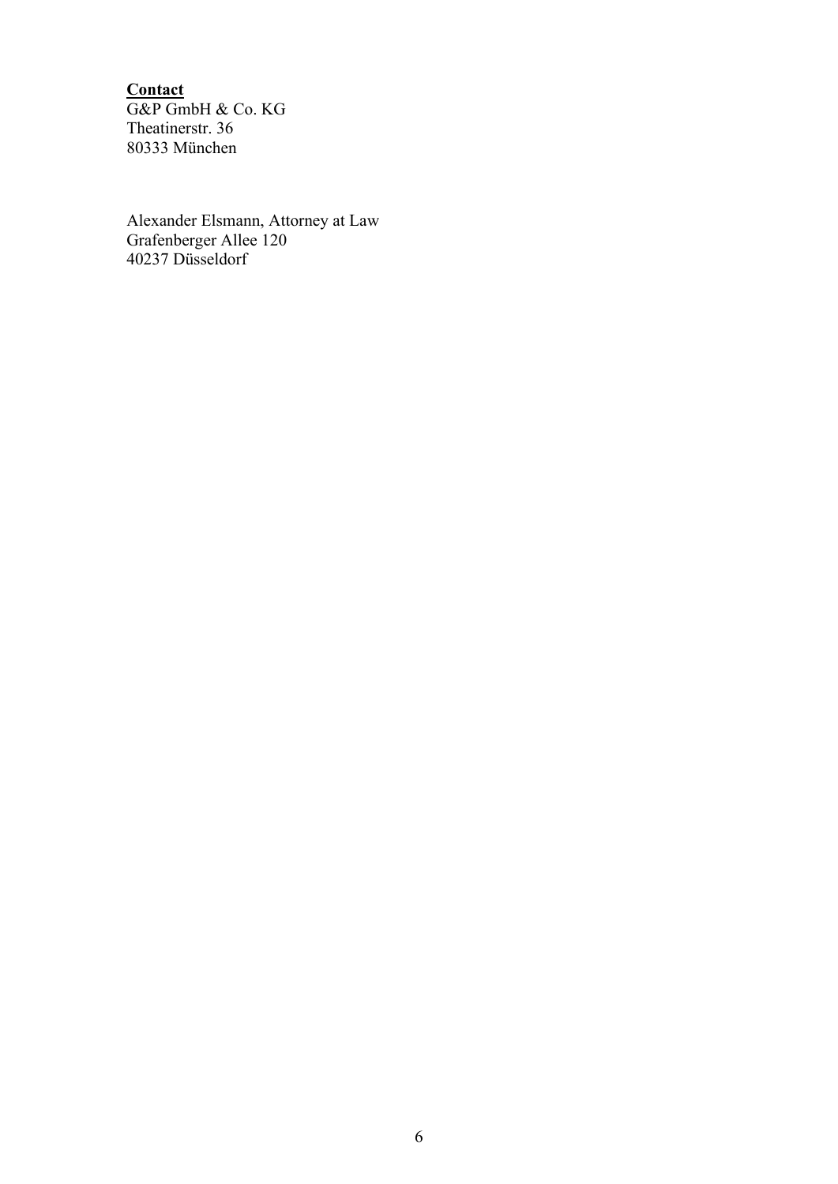**Contact**

G&P GmbH & Co. KG
Theatinerstr. 36
80333 München

Alexander Elsmann, Attorney at Law
Grafenberger Allee 120
40237 Düsseldorf